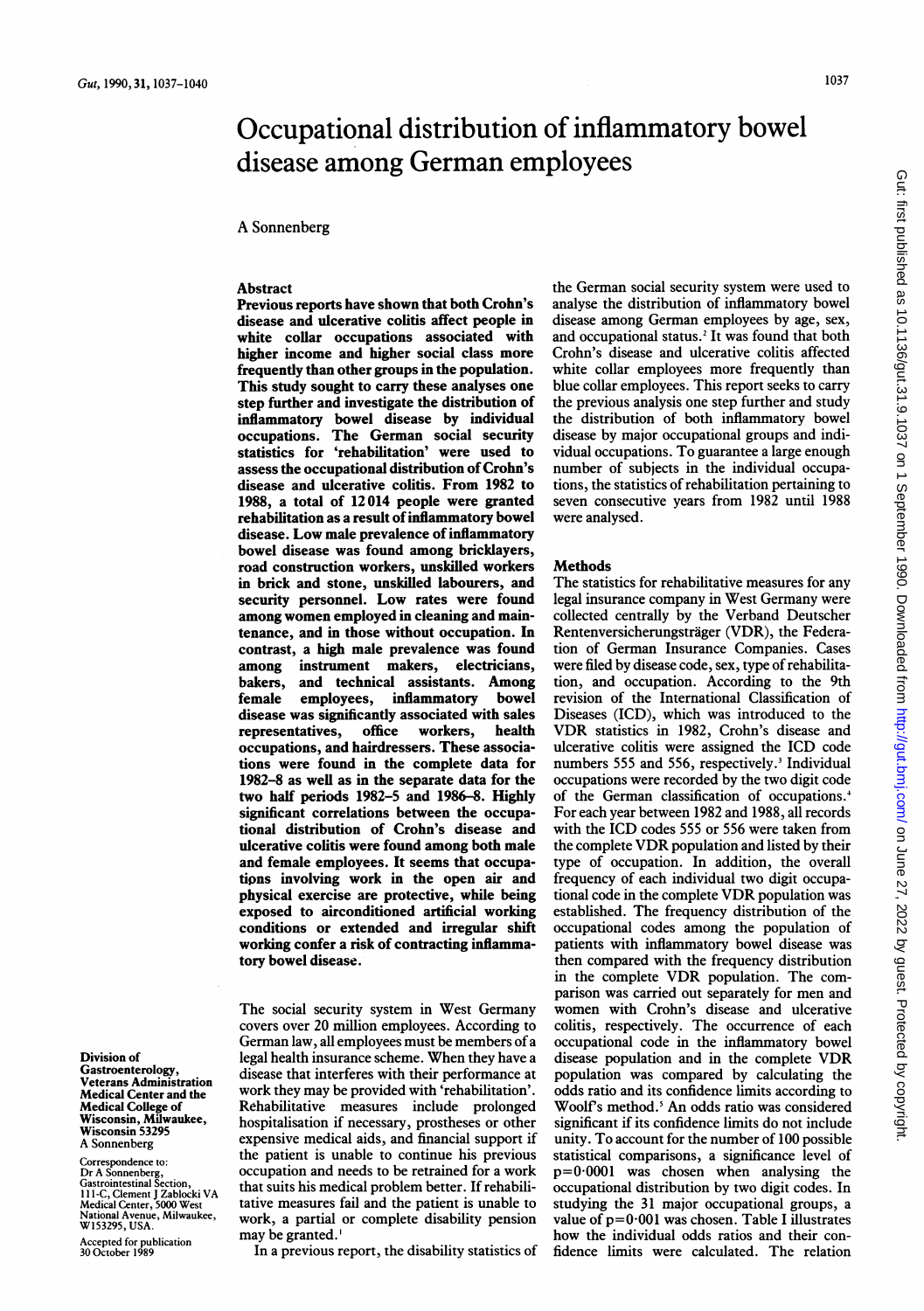# Occupational distribution of inflammatory bowel disease among German employees

A Sonnenberg

## Abstract

**Previous reports have shown that both Crohn's disease and ulcerative colitis affect people in white collar occupations associated with higher income and higher social class more frequently than other groups in the population. This study sought to carry these analyses one step further and investigate the distribution of inflammatory bowel disease by individual occupations. The German social security statistics for 'rehabilitation' were used to assess the occupational distribution of Crohn's disease and ulcerative colitis. From 1982 to 1988, a total of 12 014 people were granted rehabilitation as a result of inflammatory bowel disease. Low male prevalence of inflammatory bowel disease was found among bricklayers, road construction workers, unskilled workers in brick and stone, unskilled labourers, and security personnel. Low rates were found among women employed in cleaning and maintenance, and in those without occupation. In contrast, a high male prevalence was found among instrument makers, electricians, bakers, and technical assistants. Among female employees, inflammatory bowel disease was significantly associated with sales representatives, office workers, health occupations, and hairdressers. These associations were found in the complete data for 1982–8 as well as in the separate data for the two half periods 1982–5 and 1986–8. Highly significant correlations between the occupational distribution of Crohn's disease and ulcerative colitis were found among both male and female employees. It seems that occupations involving work in the open air and physical exercise are protective, while being exposed to airconditioned artificial working conditions or extended and irregular shift working confer a risk of contracting inflammatory bowel disease.**

The social security system in West Germany covers over 20 million employees. According to German law, all employees must be members of a legal health insurance scheme. When they have a disease that interferes with their performance at work they may be provided with 'rehabilitation'. Rehabilitative measures include prolonged hospitalisation if necessary, prostheses or other expensive medical aids, and financial support if the patient is unable to continue his previous occupation and needs to be retrained for a work that suits his medical problem better. If rehabilitative measures fail and the patient is unable to work, a partial or complete disability pension may be granted.[1]

In a previous report, the disability statistics of the German social security system were used to analyse the distribution of inflammatory bowel disease among German employees by age, sex, and occupational status.[2] It was found that both Crohn's disease and ulcerative colitis affected white collar employees more frequently than blue collar employees. This report seeks to carry the previous analysis one step further and study the distribution of both inflammatory bowel disease by major occupational groups and individual occupations. To guarantee a large enough number of subjects in the individual occupations, the statistics of rehabilitation pertaining to seven consecutive years from 1982 until 1988 were analysed.

## Methods

The statistics for rehabilitative measures for any legal insurance company in West Germany were collected centrally by the Verband Deutscher Rentenversicherungsträger (VDR), the Federation of German Insurance Companies. Cases were filed by disease code, sex, type of rehabilitation, and occupation. According to the 9th revision of the International Classification of Diseases (ICD), which was introduced to the VDR statistics in 1982, Crohn's disease and ulcerative colitis were assigned the ICD code numbers 555 and 556, respectively.[3] Individual occupations were recorded by the two digit code of the German classification of occupations.[4] For each year between 1982 and 1988, all records with the ICD codes 555 or 556 were taken from the complete VDR population and listed by their type of occupation. In addition, the overall frequency of each individual two digit occupational code in the complete VDR population was established. The frequency distribution of the occupational codes among the population of patients with inflammatory bowel disease was then compared with the frequency distribution in the complete VDR population. The comparison was carried out separately for men and women with Crohn's disease and ulcerative colitis, respectively. The occurrence of each occupational code in the inflammatory bowel disease population and in the complete VDR population was compared by calculating the odds ratio and its confidence limits according to Woolf's method.[5] An odds ratio was considered significant if its confidence limits do not include unity. To account for the number of 100 possible statistical comparisons, a significance level of $p=0.0001$ was chosen when analysing the occupational distribution by two digit codes. In studying the 31 major occupational groups, a value of $p=0.001$ was chosen. Table I illustrates how the individual odds ratios and their confidence limits were calculated. The relation

Division of Gastroenterology, Veterans Administration Medical Center and the Medical College of Wisconsin, Milwaukee, Wisconsin 53295
A Sonnenberg

Correspondence to: Dr A Sonnenberg, Gastrointestinal Section, 111-C, Clement J Zablocki VA Medical Center, 5000 West National Avenue, Milwaukee, WI53295, USA.

Accepted for publication 30 October 1989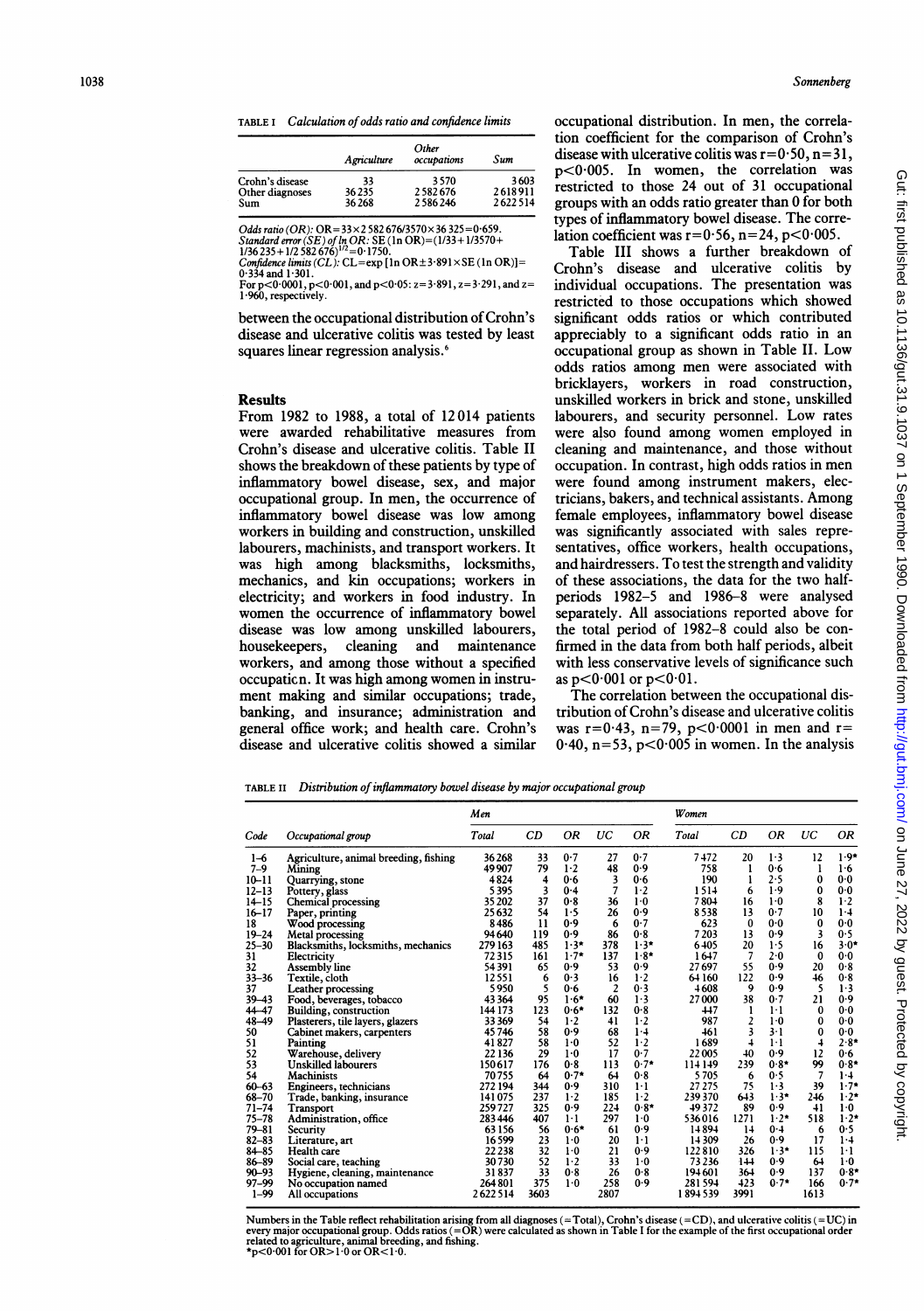TABLE I *Calculation of odds ratio and confidence limits*

|  | Agriculture | Other occupations | Sum |
|---|---|---|---|
| Crohn's disease | 33 | 3570 | 3603 |
| Other diagnoses | 36235 | 2582676 | 2618911 |
| Sum | 36268 | 2586246 | 2622514 |

*Odds ratio (OR):* OR=33×2582676/3570×36325=0·659.
*Standard error (SE) of ln OR:* SE (ln OR)=(1/33+1/3570+1/36235+1/2582676)$^{1/2}$=0·1750.
*Confidence limits (CL):* CL=exp [ln OR±3·891×SE (ln OR)]=0·334 and 1·301.
For p<0·0001, p<0·001, and p<0·05: z=3·891, z=3·291, and z=1·960, respectively.

between the occupational distribution of Crohn's disease and ulcerative colitis was tested by least squares linear regression analysis.[6]

## Results

From 1982 to 1988, a total of 12014 patients were awarded rehabilitative measures from Crohn's disease and ulcerative colitis. Table II shows the breakdown of these patients by type of inflammatory bowel disease, sex, and major occupational group. In men, the occurrence of inflammatory bowel disease was low among workers in building and construction, unskilled labourers, machinists, and transport workers. It was high among blacksmiths, locksmiths, mechanics, and kin occupations; workers in electricity; and workers in food industry. In women the occurrence of inflammatory bowel disease was low among unskilled labourers, housekeepers, cleaning and maintenance workers, and among those without a specified occupation. It was high among women in instrument making and similar occupations; trade, banking, and insurance; administration and general office work; and health care. Crohn's disease and ulcerative colitis showed a similar occupational distribution. In men, the correlation coefficient for the comparison of Crohn's disease with ulcerative colitis was r=0·50, n=31, p<0·005. In women, the correlation was restricted to those 24 out of 31 occupational groups with an odds ratio greater than 0 for both types of inflammatory bowel disease. The correlation coefficient was r=0·56, n=24, p<0·005.

Table III shows a further breakdown of Crohn's disease and ulcerative colitis by individual occupations. The presentation was restricted to those occupations which showed significant odds ratios or which contributed appreciably to a significant odds ratio in an occupational group as shown in Table II. Low odds ratios among men were associated with bricklayers, workers in road construction, unskilled workers in brick and stone, unskilled labourers, and security personnel. Low rates were also found among women employed in cleaning and maintenance, and those without occupation. In contrast, high odds ratios in men were found among instrument makers, electricians, bakers, and technical assistants. Among female employees, inflammatory bowel disease was significantly associated with sales representatives, office workers, health occupations, and hairdressers. To test the strength and validity of these associations, the data for the two half-periods 1982–5 and 1986–8 were analysed separately. All associations reported above for the total period of 1982–8 could also be confirmed in the data from both half periods, albeit with less conservative levels of significance such as p<0·001 or p<0·01.

The correlation between the occupational distribution of Crohn's disease and ulcerative colitis was r=0·43, n=79, p<0·0001 in men and r=0·40, n=53, p<0·005 in women. In the analysis

TABLE II *Distribution of inflammatory bowel disease by major occupational group*

| Code | Occupational group | Men Total | Men CD | Men OR | Men UC | Men OR | Women Total | Women CD | Women OR | Women UC | Women OR |
|---|---|---|---|---|---|---|---|---|---|---|---|
| 1–6 | Agriculture, animal breeding, fishing | 36268 | 33 | 0·7 | 27 | 0·7 | 7472 | 20 | 1·3 | 12 | 1·9* |
| 7–9 | Mining | 49907 | 79 | 1·2 | 48 | 0·9 | 758 | 1 | 0·6 | 1 | 1·6 |
| 10–11 | Quarrying, stone | 4824 | 4 | 0·6 | 3 | 0·6 | 190 | 1 | 2·5 | 0 | 0·0 |
| 12–13 | Pottery, glass | 5395 | 3 | 0·4 | 7 | 1·2 | 1514 | 6 | 1·9 | 0 | 0·0 |
| 14–15 | Chemical processing | 35202 | 37 | 0·8 | 36 | 1·0 | 7804 | 16 | 1·0 | 8 | 1·2 |
| 16–17 | Paper, printing | 25632 | 54 | 1·5 | 26 | 0·9 | 8538 | 13 | 0·7 | 10 | 1·4 |
| 18 | Wood processing | 8486 | 11 | 0·9 | 6 | 0·7 | 623 | 0 | 0·0 | 0 | 0·0 |
| 19–24 | Metal processing | 94640 | 119 | 0·9 | 86 | 0·8 | 7203 | 13 | 0·9 | 3 | 0·5 |
| 25–30 | Blacksmiths, locksmiths, mechanics | 279163 | 485 | 1·3* | 378 | 1·3* | 6405 | 20 | 1·5 | 16 | 3·0* |
| 31 | Electricity | 72315 | 161 | 1·7* | 137 | 1·8* | 1647 | 7 | 2·0 | 0 | 0·0 |
| 32 | Assembly line | 54391 | 65 | 0·9 | 53 | 0·9 | 27697 | 55 | 0·9 | 20 | 0·8 |
| 33–36 | Textile, cloth | 12551 | 6 | 0·3 | 16 | 1·2 | 64160 | 122 | 0·9 | 46 | 0·8 |
| 37 | Leather processing | 5950 | 5 | 0·6 | 2 | 0·3 | 4608 | 9 | 0·9 | 5 | 1·3 |
| 39–43 | Food, beverages, tobacco | 43364 | 95 | 1·6* | 60 | 1·3 | 27000 | 38 | 0·7 | 21 | 0·9 |
| 44–47 | Building, construction | 144173 | 123 | 0·6* | 132 | 0·8 | 447 | 1 | 1·1 | 0 | 0·0 |
| 48–49 | Plasterers, tile layers, glazers | 33369 | 54 | 1·2 | 41 | 1·2 | 987 | 2 | 1·0 | 0 | 0·0 |
| 50 | Cabinet makers, carpenters | 45746 | 58 | 0·9 | 68 | 1·4 | 461 | 3 | 3·1 | 0 | 0·0 |
| 51 | Painting | 41827 | 58 | 1·0 | 52 | 1·2 | 1689 | 4 | 1·1 | 4 | 2·8* |
| 52 | Warehouse, delivery | 22136 | 29 | 1·0 | 17 | 0·7 | 22005 | 40 | 0·9 | 12 | 0·6 |
| 53 | Unskilled labourers | 150617 | 176 | 0·8 | 113 | 0·7* | 114149 | 239 | 0·8* | 99 | 0·8* |
| 54 | Machinists | 70755 | 64 | 0·7* | 64 | 0·8 | 5705 | 6 | 0·5 | 7 | 1·4 |
| 60–63 | Engineers, technicians | 272194 | 344 | 0·9 | 310 | 1·1 | 27275 | 75 | 1·3 | 39 | 1·7* |
| 68–70 | Trade, banking, insurance | 141075 | 237 | 1·2 | 185 | 1·2 | 239370 | 643 | 1·3* | 246 | 1·2* |
| 71–74 | Transport | 259727 | 325 | 0·9 | 224 | 0·8* | 49372 | 89 | 0·9 | 41 | 1·0 |
| 75–78 | Administration, office | 283446 | 407 | 1·1 | 297 | 1·0 | 536016 | 1271 | 1·2* | 518 | 1·2* |
| 79–81 | Security | 63156 | 56 | 0·6* | 61 | 0·9 | 14894 | 14 | 0·4 | 6 | 0·5 |
| 82–83 | Literature, art | 16599 | 23 | 1·0 | 20 | 1·1 | 14309 | 26 | 0·9 | 17 | 1·4 |
| 84–85 | Health care | 22238 | 32 | 1·0 | 21 | 0·9 | 122810 | 326 | 1·3* | 115 | 1·1 |
| 86–89 | Social care, teaching | 30730 | 52 | 1·2 | 33 | 1·0 | 73236 | 144 | 0·9 | 64 | 1·0 |
| 90–93 | Hygiene, cleaning, maintenance | 31837 | 33 | 0·8 | 26 | 0·8 | 194601 | 364 | 0·9 | 137 | 0·8* |
| 97–99 | No occupation named | 264801 | 375 | 1·0 | 258 | 0·9 | 281594 | 423 | 0·7* | 166 | 0·7* |
| 1–99 | All occupations | 2622514 | 3603 | | 2807 | | 1894539 | 3991 | | 1613 | |

Numbers in the Table reflect rehabilitation arising from all diagnoses (=Total), Crohn's disease (=CD), and ulcerative colitis (=UC) in every major occupational group. Odds ratios (=OR) were calculated as shown in Table I for the example of the first occupational order related to agriculture, animal breeding, and fishing.
*p<0·001 for OR>1·0 or OR<1·0.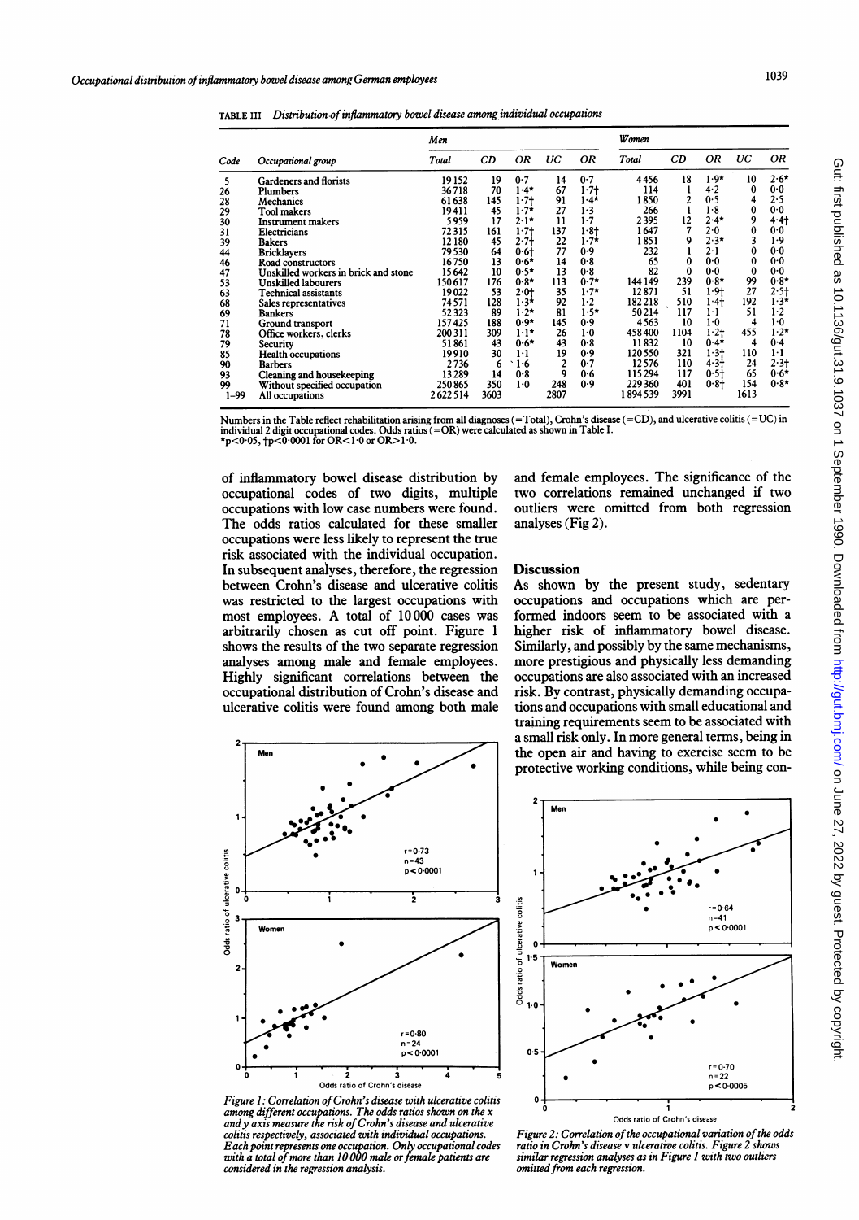TABLE III *Distribution of inflammatory bowel disease among individual occupations*

| | | Men | | | | | Women | | | | |
|---|---|---|---|---|---|---|---|---|---|---|---|
| Code | Occupational group | Total | CD | OR | UC | OR | Total | CD | OR | UC | OR |
| 5 | Gardeners and florists | 19 152 | 19 | 0·7 | 14 | 0·7 | 4456 | 18 | 1·9* | 10 | 2·6* |
| 26 | Plumbers | 36 718 | 70 | 1·4* | 67 | 1·7† | 114 | 1 | 4·2 | 0 | 0·0 |
| 28 | Mechanics | 61 638 | 145 | 1·7† | 91 | 1·4* | 1 850 | 2 | 0·5 | 4 | 2·5 |
| 29 | Tool makers | 19 411 | 45 | 1·7* | 27 | 1·3 | 266 | 1 | 1·8 | 0 | 0·0 |
| 30 | Instrument makers | 5 959 | 17 | 2·1* | 11 | 1·7 | 2 395 | 12 | 2·4* | 9 | 4·4† |
| 31 | Electricians | 72 315 | 161 | 1·7† | 137 | 1·8† | 1 647 | 7 | 2·0 | 0 | 0·0 |
| 39 | Bakers | 12 180 | 45 | 2·7† | 22 | 1·7* | 1 851 | 9 | 2·3* | 3 | 1·9 |
| 44 | Bricklayers | 79 530 | 64 | 0·6† | 77 | 0·9 | 232 | 1 | 2·1 | 0 | 0·0 |
| 46 | Road constructors | 16 750 | 13 | 0·6* | 14 | 0·8 | 65 | 0 | 0·0 | 0 | 0·0 |
| 47 | Unskilled workers in brick and stone | 15 642 | 10 | 0·5* | 13 | 0·8 | 82 | 0 | 0·0 | 0 | 0·0 |
| 53 | Unskilled labourers | 150 617 | 176 | 0·8* | 113 | 0·7* | 144 149 | 239 | 0·8* | 99 | 0·8* |
| 63 | Technical assistants | 19 022 | 53 | 2·0† | 35 | 1·7* | 12 871 | 51 | 1·9† | 27 | 2·5† |
| 68 | Sales representatives | 74 571 | 128 | 1·3* | 92 | 1·2 | 182 218 | 510 | 1·4† | 192 | 1·3* |
| 69 | Bankers | 52 323 | 89 | 1·2* | 81 | 1·5* | 50 214 | 117 | 1·1 | 51 | 1·2 |
| 71 | Ground transport | 157 425 | 188 | 0·9* | 145 | 0·9 | 4 563 | 10 | 1·0 | 4 | 1·0 |
| 78 | Office workers, clerks | 200 311 | 309 | 1·1* | 26 | 1·0 | 458 400 | 1104 | 1·2† | 455 | 1·2* |
| 79 | Security | 51 861 | 43 | 0·6* | 43 | 0·8 | 11 832 | 10 | 0·4* | 4 | 0·4 |
| 85 | Health occupations | 19 910 | 30 | 1·1 | 19 | 0·9 | 120 550 | 321 | 1·3† | 110 | 1·1 |
| 90 | Barbers | 2 736 | 6 | 1·6 | 2 | 0·7 | 12 576 | 110 | 4·3† | 24 | 2·3† |
| 93 | Cleaning and housekeeping | 13 289 | 14 | 0·8 | 9 | 0·6 | 115 294 | 117 | 0·5† | 65 | 0·6* |
| 99 | Without specified occupation | 250 865 | 350 | 1·0 | 248 | 0·9 | 229 360 | 401 | 0·8† | 154 | 0·8* |
| 1–99 | All occupations | 2 622 514 | 3603 | | 2807 | | 1 894 539 | 3991 | | 1613 | |

Numbers in the Table reflect rehabilitation arising from all diagnoses (=Total), Crohn's disease (=CD), and ulcerative colitis (=UC) in individual 2 digit occupational codes. Odds ratios (=OR) were calculated as shown in Table I.
*p<0·05, †p<0·0001 for OR<1·0 or OR>1·0.

of inflammatory bowel disease distribution by occupational codes of two digits, multiple occupations with low case numbers were found. The odds ratios calculated for these smaller occupations were less likely to represent the true risk associated with the individual occupation. In subsequent analyses, therefore, the regression between Crohn's disease and ulcerative colitis was restricted to the largest occupations with most employees. A total of 10 000 cases was arbitrarily chosen as cut off point. Figure 1 shows the results of the two separate regression analyses among male and female employees. Highly significant correlations between the occupational distribution of Crohn's disease and ulcerative colitis were found among both male and female employees. The significance of the two correlations remained unchanged if two outliers were omitted from both regression analyses (Fig 2).

Figure 1: Correlation of Crohn's disease with ulcerative colitis among different occupations. The odds ratios shown on the x and y axis measure the risk of Crohn's disease and ulcerative colitis respectively, associated with individual occupations. Each point represents one occupation. Only occupational codes with a total of more than 10 000 male or female patients are considered in the regression analysis.

## Discussion

As shown by the present study, sedentary occupations and occupations which are performed indoors seem to be associated with a higher risk of inflammatory bowel disease. Similarly, and possibly by the same mechanisms, more prestigious and physically less demanding occupations are also associated with an increased risk. By contrast, physically demanding occupations and occupations with small educational and training requirements seem to be associated with a small risk only. In more general terms, being in the open air and having to exercise seem to be protective working conditions, while being con-

Figure 2: Correlation of the occupational variation of the odds ratio in Crohn's disease v ulcerative colitis. Figure 2 shows similar regression analyses as in Figure 1 with two outliers omitted from each regression.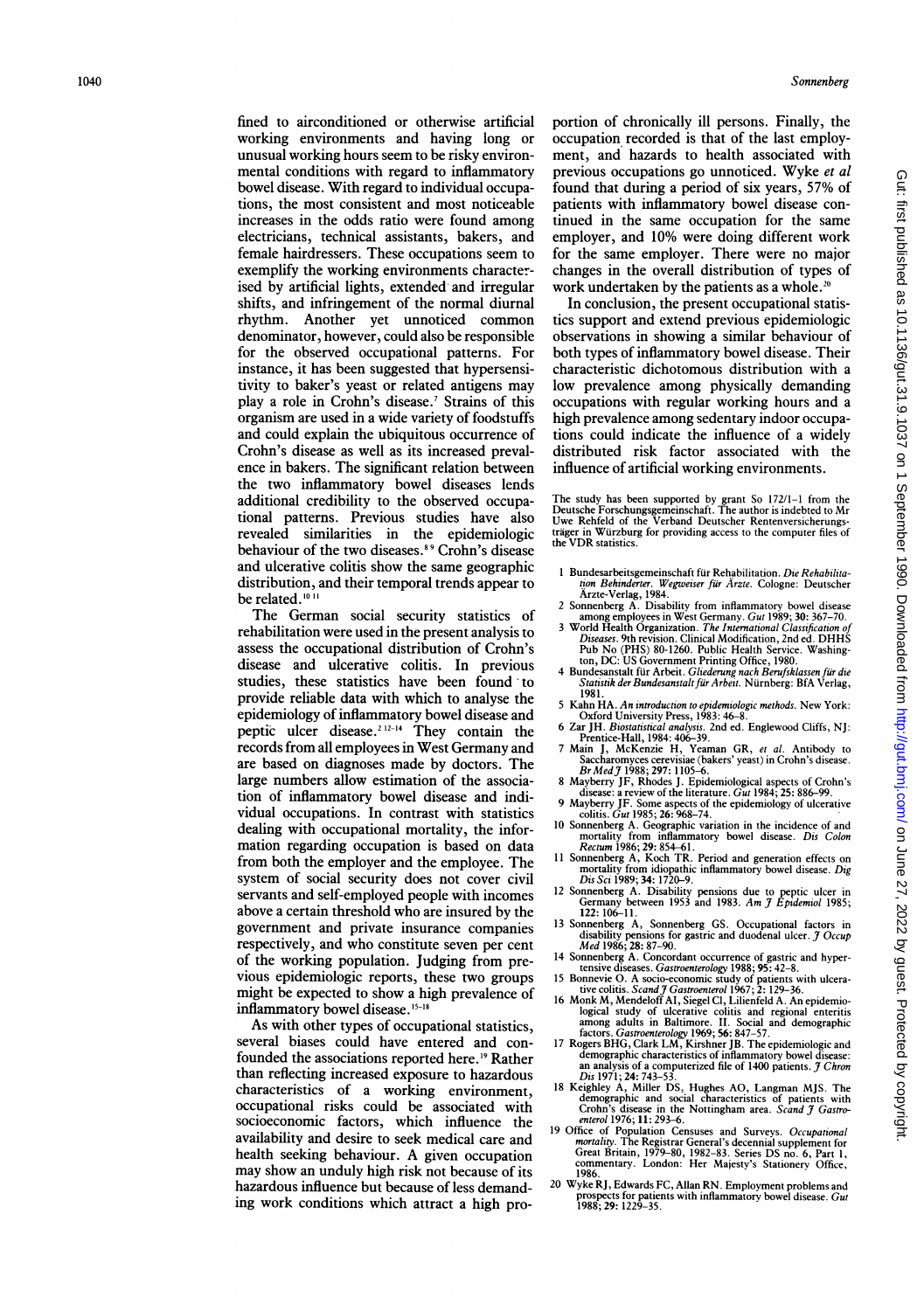fined to airconditioned or otherwise artificial working environments and having long or unusual working hours seem to be risky environmental conditions with regard to inflammatory bowel disease. With regard to individual occupations, the most consistent and most noticeable increases in the odds ratio were found among electricians, technical assistants, bakers, and female hairdressers. These occupations seem to exemplify the working environments characterised by artificial lights, extended and irregular shifts, and infringement of the normal diurnal rhythm. Another yet unnoticed common denominator, however, could also be responsible for the observed occupational patterns. For instance, it has been suggested that hypersensitivity to baker's yeast or related antigens may play a role in Crohn's disease.[7] Strains of this organism are used in a wide variety of foodstuffs and could explain the ubiquitous occurrence of Crohn's disease as well as its increased prevalence in bakers. The significant relation between the two inflammatory bowel diseases lends additional credibility to the observed occupational patterns. Previous studies have also revealed similarities in the epidemiologic behaviour of the two diseases.[8 9] Crohn's disease and ulcerative colitis show the same geographic distribution, and their temporal trends appear to be related.[10 11]

The German social security statistics of rehabilitation were used in the present analysis to assess the occupational distribution of Crohn's disease and ulcerative colitis. In previous studies, these statistics have been found to provide reliable data with which to analyse the epidemiology of inflammatory bowel disease and peptic ulcer disease.[2 12–14] They contain the records from all employees in West Germany and are based on diagnoses made by doctors. The large numbers allow estimation of the association of inflammatory bowel disease and individual occupations. In contrast with statistics dealing with occupational mortality, the information regarding occupation is based on data from both the employer and the employee. The system of social security does not cover civil servants and self-employed people with incomes above a certain threshold who are insured by the government and private insurance companies respectively, and who constitute seven per cent of the working population. Judging from previous epidemiologic reports, these two groups might be expected to show a high prevalence of inflammatory bowel disease.[15–18]

As with other types of occupational statistics, several biases could have entered and confounded the associations reported here.[19] Rather than reflecting increased exposure to hazardous characteristics of a working environment, occupational risks could be associated with socioeconomic factors, which influence the availability and desire to seek medical care and health seeking behaviour. A given occupation may show an unduly high risk not because of its hazardous influence but because of less demanding work conditions which attract a high proportion of chronically ill persons. Finally, the occupation recorded is that of the last employment, and hazards to health associated with previous occupations go unnoticed. Wyke *et al* found that during a period of six years, 57% of patients with inflammatory bowel disease continued in the same occupation for the same employer, and 10% were doing different work for the same employer. There were no major changes in the overall distribution of types of work undertaken by the patients as a whole.[20]

In conclusion, the present occupational statistics support and extend previous epidemiologic observations in showing a similar behaviour of both types of inflammatory bowel disease. Their characteristic dichotomous distribution with a low prevalence among physically demanding occupations with regular working hours and a high prevalence among sedentary indoor occupations could indicate the influence of a widely distributed risk factor associated with the influence of artificial working environments.

The study has been supported by grant So 172/1–1 from the Deutsche Forschungsgemeinschaft. The author is indebted to Mr Uwe Rehfeld of the Verband Deutscher Rentenversicherungsträger in Würzburg for providing access to the computer files of the VDR statistics.

1. Bundesarbeitsgemeinschaft für Rehabilitation. *Die Rehabilitation Behinderter. Wegweiser für Ärzte.* Cologne: Deutscher Ärzte-Verlag, 1984.
2. Sonnenberg A. Disability from inflammatory bowel disease among employees in West Germany. *Gut* 1989; **30:** 367–70.
3. World Health Organization. *The International Classification of Diseases.* 9th revision. Clinical Modification, 2nd ed. DHHS Pub No (PHS) 80-1260. Public Health Service. Washington, DC: US Government Printing Office, 1980.
4. Bundesanstalt für Arbeit. *Gliederung nach Berufsklassen für die Statistik der Bundesanstalt für Arbeit.* Nürnberg: BfA Verlag, 1981.
5. Kahn HA. *An introduction to epidemiologic methods.* New York: Oxford University Press, 1983: 46–8.
6. Zar JH. *Biostatistical analysis.* 2nd ed. Englewood Cliffs, NJ: Prentice-Hall, 1984: 406–39.
7. Main J, McKenzie H, Yeaman GR, *et al.* Antibody to Saccharomyces cerevisiae (bakers' yeast) in Crohn's disease. *Br Med J* 1988; **297:** 1105–6.
8. Mayberry JF, Rhodes J. Epidemiological aspects of Crohn's disease: a review of the literature. *Gut* 1984; **25:** 886–99.
9. Mayberry JF. Some aspects of the epidemiology of ulcerative colitis. *Gut* 1985; **26:** 968–74.
10. Sonnenberg A. Geographic variation in the incidence of and mortality from inflammatory bowel disease. *Dis Colon Rectum* 1986; **29:** 854–61.
11. Sonnenberg A, Koch TR. Period and generation effects on mortality from idiopathic inflammatory bowel disease. *Dig Dis Sci* 1989; **34:** 1720–9.
12. Sonnenberg A. Disability pensions due to peptic ulcer in Germany between 1953 and 1983. *Am J Epidemiol* 1985; **122:** 106–11.
13. Sonnenberg A, Sonnenberg GS. Occupational factors in disability pensions for gastric and duodenal ulcer. *J Occup Med* 1986; **28:** 87–90.
14. Sonnenberg A. Concordant occurrence of gastric and hypertensive diseases. *Gastroenterology* 1988; **95:** 42–8.
15. Bonnevie O. A socio-economic study of patients with ulcerative colitis. *Scand J Gastroenterol* 1967; **2:** 129–36.
16. Monk M, Mendeloff AI, Siegel CI, Lilienfeld A. An epidemiological study of ulcerative colitis and regional enteritis among adults in Baltimore. II. Social and demographic factors. *Gastroenterology* 1969; **56:** 847–57.
17. Rogers BHG, Clark LM, Kirshner JB. The epidemiologic and demographic characteristics of inflammatory bowel disease: an analysis of a computerized file of 1400 patients. *J Chron Dis* 1971; **24:** 743–53.
18. Keighley A, Miller DS, Hughes AO, Langman MJS. The demographic and social characteristics of patients with Crohn's disease in the Nottingham area. *Scand J Gastroenterol* 1976; **11:** 293–6.
19. Office of Population Censuses and Surveys. *Occupational mortality.* The Registrar General's decennial supplement for Great Britain, 1979–80, 1982–83. Series DS no. 6, Part 1, commentary. London: Her Majesty's Stationery Office, 1986.
20. Wyke RJ, Edwards FC, Allan RN. Employment problems and prospects for patients with inflammatory bowel disease. *Gut* 1988; **29:** 1229–35.